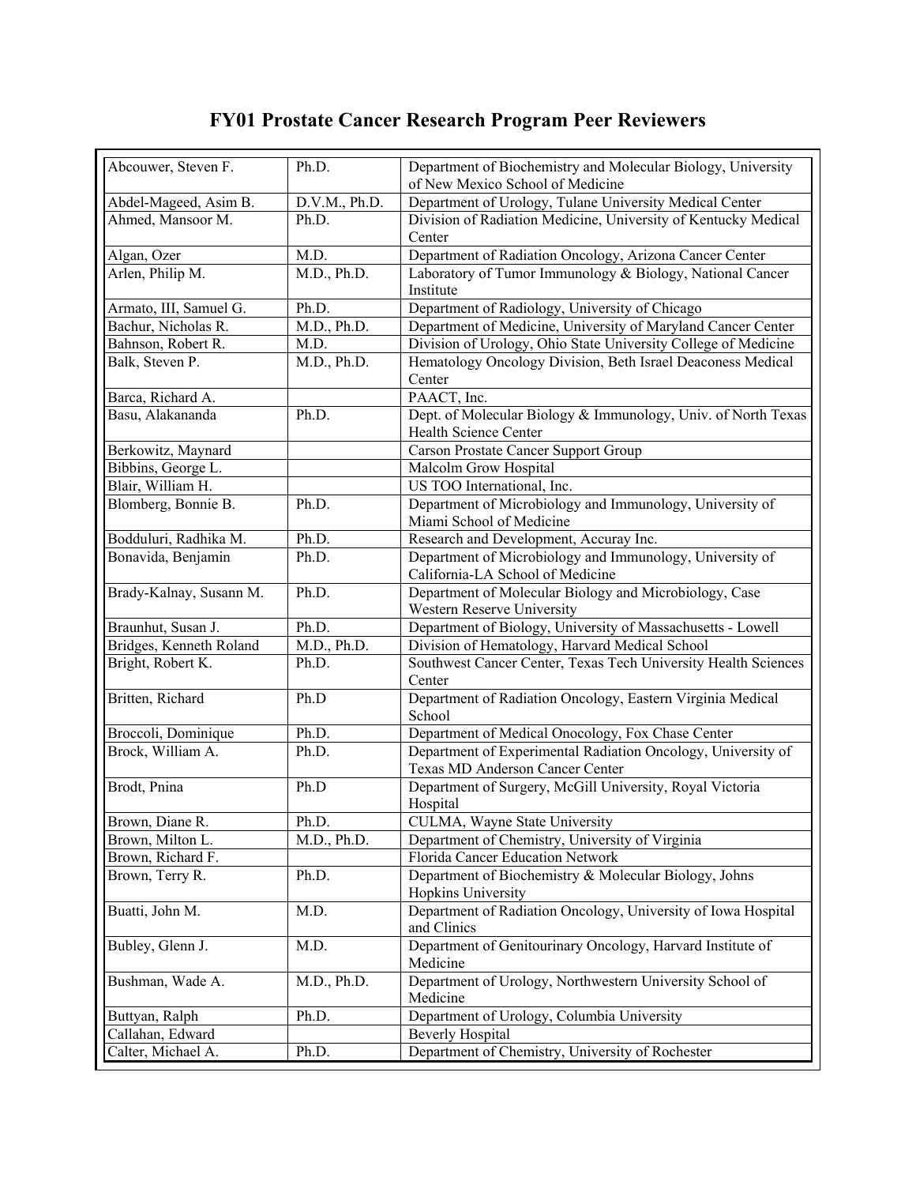# FY01 Prostate Cancer Research Program Peer Reviewers

| Name | Degree | Affiliation |
|---|---|---|
| Abcouwer, Steven F. | Ph.D. | Department of Biochemistry and Molecular Biology, University of New Mexico School of Medicine |
| Abdel-Mageed, Asim B. | D.V.M., Ph.D. | Department of Urology, Tulane University Medical Center |
| Ahmed, Mansoor M. | Ph.D. | Division of Radiation Medicine, University of Kentucky Medical Center |
| Algan, Ozer | M.D. | Department of Radiation Oncology, Arizona Cancer Center |
| Arlen, Philip M. | M.D., Ph.D. | Laboratory of Tumor Immunology & Biology, National Cancer Institute |
| Armato, III, Samuel G. | Ph.D. | Department of Radiology, University of Chicago |
| Bachur, Nicholas R. | M.D., Ph.D. | Department of Medicine, University of Maryland Cancer Center |
| Bahnson, Robert R. | M.D. | Division of Urology, Ohio State University College of Medicine |
| Balk, Steven P. | M.D., Ph.D. | Hematology Oncology Division, Beth Israel Deaconess Medical Center |
| Barca, Richard A. | | PAACT, Inc. |
| Basu, Alakananda | Ph.D. | Dept. of Molecular Biology & Immunology, Univ. of North Texas Health Science Center |
| Berkowitz, Maynard | | Carson Prostate Cancer Support Group |
| Bibbins, George L. | | Malcolm Grow Hospital |
| Blair, William H. | | US TOO International, Inc. |
| Blomberg, Bonnie B. | Ph.D. | Department of Microbiology and Immunology, University of Miami School of Medicine |
| Bodduluri, Radhika M. | Ph.D. | Research and Development, Accuray Inc. |
| Bonavida, Benjamin | Ph.D. | Department of Microbiology and Immunology, University of California-LA School of Medicine |
| Brady-Kalnay, Susann M. | Ph.D. | Department of Molecular Biology and Microbiology, Case Western Reserve University |
| Braunhut, Susan J. | Ph.D. | Department of Biology, University of Massachusetts - Lowell |
| Bridges, Kenneth Roland | M.D., Ph.D. | Division of Hematology, Harvard Medical School |
| Bright, Robert K. | Ph.D. | Southwest Cancer Center, Texas Tech University Health Sciences Center |
| Britten, Richard | Ph.D | Department of Radiation Oncology, Eastern Virginia Medical School |
| Broccoli, Dominique | Ph.D. | Department of Medical Onocology, Fox Chase Center |
| Brock, William A. | Ph.D. | Department of Experimental Radiation Oncology, University of Texas MD Anderson Cancer Center |
| Brodt, Pnina | Ph.D | Department of Surgery, McGill University, Royal Victoria Hospital |
| Brown, Diane R. | Ph.D. | CULMA, Wayne State University |
| Brown, Milton L. | M.D., Ph.D. | Department of Chemistry, University of Virginia |
| Brown, Richard F. | | Florida Cancer Education Network |
| Brown, Terry R. | Ph.D. | Department of Biochemistry & Molecular Biology, Johns Hopkins University |
| Buatti, John M. | M.D. | Department of Radiation Oncology, University of Iowa Hospital and Clinics |
| Bubley, Glenn J. | M.D. | Department of Genitourinary Oncology, Harvard Institute of Medicine |
| Bushman, Wade A. | M.D., Ph.D. | Department of Urology, Northwestern University School of Medicine |
| Buttyan, Ralph | Ph.D. | Department of Urology, Columbia University |
| Callahan, Edward | | Beverly Hospital |
| Calter, Michael A. | Ph.D. | Department of Chemistry, University of Rochester |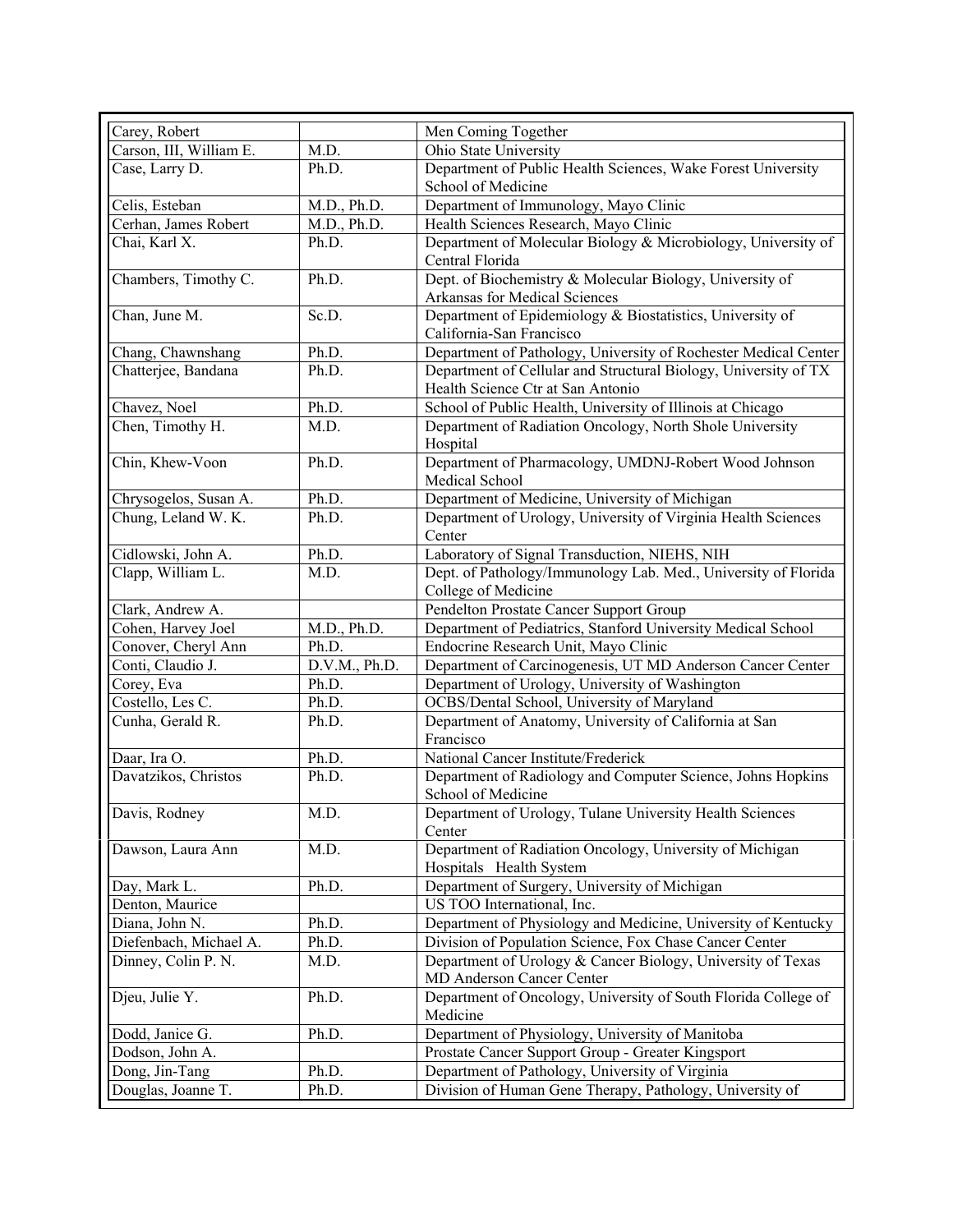| Carey, Robert | | Men Coming Together |
|---|---|---|
| Carson, III, William E. | M.D. | Ohio State University |
| Case, Larry D. | Ph.D. | Department of Public Health Sciences, Wake Forest University School of Medicine |
| Celis, Esteban | M.D., Ph.D. | Department of Immunology, Mayo Clinic |
| Cerhan, James Robert | M.D., Ph.D. | Health Sciences Research, Mayo Clinic |
| Chai, Karl X. | Ph.D. | Department of Molecular Biology & Microbiology, University of Central Florida |
| Chambers, Timothy C. | Ph.D. | Dept. of Biochemistry & Molecular Biology, University of Arkansas for Medical Sciences |
| Chan, June M. | Sc.D. | Department of Epidemiology & Biostatistics, University of California-San Francisco |
| Chang, Chawnshang | Ph.D. | Department of Pathology, University of Rochester Medical Center |
| Chatterjee, Bandana | Ph.D. | Department of Cellular and Structural Biology, University of TX Health Science Ctr at San Antonio |
| Chavez, Noel | Ph.D. | School of Public Health, University of Illinois at Chicago |
| Chen, Timothy H. | M.D. | Department of Radiation Oncology, North Shole University Hospital |
| Chin, Khew-Voon | Ph.D. | Department of Pharmacology, UMDNJ-Robert Wood Johnson Medical School |
| Chrysogelos, Susan A. | Ph.D. | Department of Medicine, University of Michigan |
| Chung, Leland W. K. | Ph.D. | Department of Urology, University of Virginia Health Sciences Center |
| Cidlowski, John A. | Ph.D. | Laboratory of Signal Transduction, NIEHS, NIH |
| Clapp, William L. | M.D. | Dept. of Pathology/Immunology Lab. Med., University of Florida College of Medicine |
| Clark, Andrew A. | | Pendelton Prostate Cancer Support Group |
| Cohen, Harvey Joel | M.D., Ph.D. | Department of Pediatrics, Stanford University Medical School |
| Conover, Cheryl Ann | Ph.D. | Endocrine Research Unit, Mayo Clinic |
| Conti, Claudio J. | D.V.M., Ph.D. | Department of Carcinogenesis, UT MD Anderson Cancer Center |
| Corey, Eva | Ph.D. | Department of Urology, University of Washington |
| Costello, Les C. | Ph.D. | OCBS/Dental School, University of Maryland |
| Cunha, Gerald R. | Ph.D. | Department of Anatomy, University of California at San Francisco |
| Daar, Ira O. | Ph.D. | National Cancer Institute/Frederick |
| Davatzikos, Christos | Ph.D. | Department of Radiology and Computer Science, Johns Hopkins School of Medicine |
| Davis, Rodney | M.D. | Department of Urology, Tulane University Health Sciences Center |
| Dawson, Laura Ann | M.D. | Department of Radiation Oncology, University of Michigan Hospitals Health System |
| Day, Mark L. | Ph.D. | Department of Surgery, University of Michigan |
| Denton, Maurice | | US TOO International, Inc. |
| Diana, John N. | Ph.D. | Department of Physiology and Medicine, University of Kentucky |
| Diefenbach, Michael A. | Ph.D. | Division of Population Science, Fox Chase Cancer Center |
| Dinney, Colin P. N. | M.D. | Department of Urology & Cancer Biology, University of Texas MD Anderson Cancer Center |
| Djeu, Julie Y. | Ph.D. | Department of Oncology, University of South Florida College of Medicine |
| Dodd, Janice G. | Ph.D. | Department of Physiology, University of Manitoba |
| Dodson, John A. | | Prostate Cancer Support Group - Greater Kingsport |
| Dong, Jin-Tang | Ph.D. | Department of Pathology, University of Virginia |
| Douglas, Joanne T. | Ph.D. | Division of Human Gene Therapy, Pathology, University of |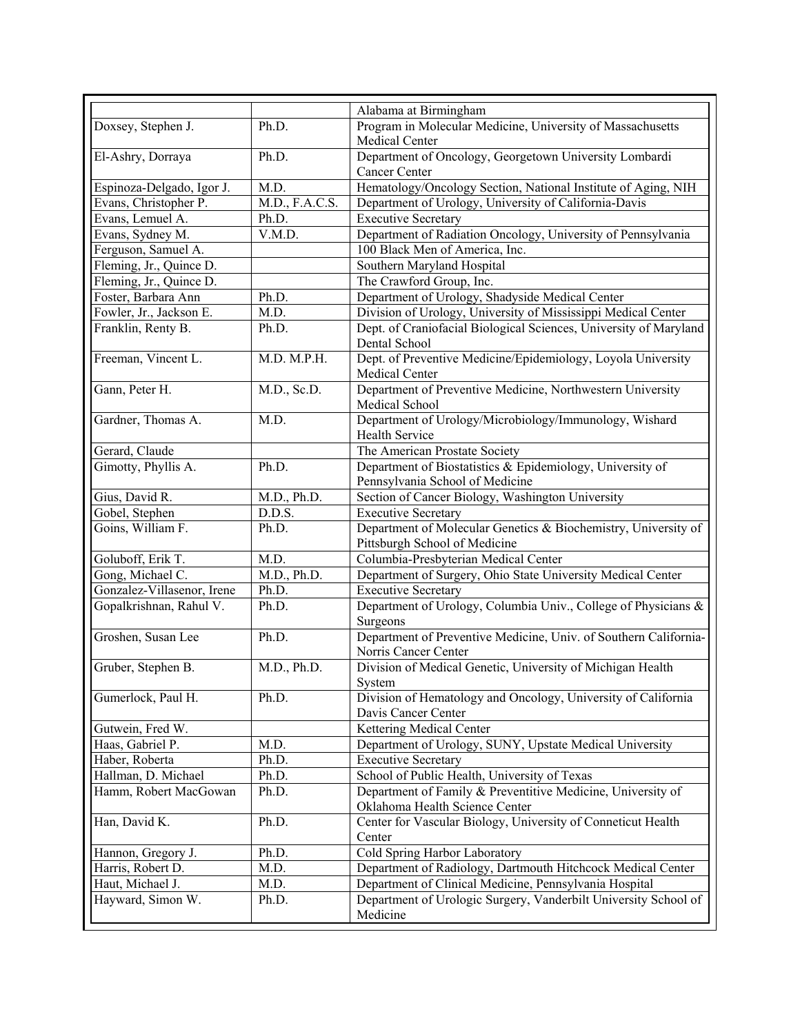| | | |
|---|---|---|
| | | Alabama at Birmingham |
| Doxsey, Stephen J. | Ph.D. | Program in Molecular Medicine, University of Massachusetts Medical Center |
| El-Ashry, Dorraya | Ph.D. | Department of Oncology, Georgetown University Lombardi Cancer Center |
| Espinoza-Delgado, Igor J. | M.D. | Hematology/Oncology Section, National Institute of Aging, NIH |
| Evans, Christopher P. | M.D., F.A.C.S. | Department of Urology, University of California-Davis |
| Evans, Lemuel A. | Ph.D. | Executive Secretary |
| Evans, Sydney M. | V.M.D. | Department of Radiation Oncology, University of Pennsylvania |
| Ferguson, Samuel A. | | 100 Black Men of America, Inc. |
| Fleming, Jr., Quince D. | | Southern Maryland Hospital |
| Fleming, Jr., Quince D. | | The Crawford Group, Inc. |
| Foster, Barbara Ann | Ph.D. | Department of Urology, Shadyside Medical Center |
| Fowler, Jr., Jackson E. | M.D. | Division of Urology, University of Mississippi Medical Center |
| Franklin, Renty B. | Ph.D. | Dept. of Craniofacial Biological Sciences, University of Maryland Dental School |
| Freeman, Vincent L. | M.D. M.P.H. | Dept. of Preventive Medicine/Epidemiology, Loyola University Medical Center |
| Gann, Peter H. | M.D., Sc.D. | Department of Preventive Medicine, Northwestern University Medical School |
| Gardner, Thomas A. | M.D. | Department of Urology/Microbiology/Immunology, Wishard Health Service |
| Gerard, Claude | | The American Prostate Society |
| Gimotty, Phyllis A. | Ph.D. | Department of Biostatistics & Epidemiology, University of Pennsylvania School of Medicine |
| Gius, David R. | M.D., Ph.D. | Section of Cancer Biology, Washington University |
| Gobel, Stephen | D.D.S. | Executive Secretary |
| Goins, William F. | Ph.D. | Department of Molecular Genetics & Biochemistry, University of Pittsburgh School of Medicine |
| Goluboff, Erik T. | M.D. | Columbia-Presbyterian Medical Center |
| Gong, Michael C. | M.D., Ph.D. | Department of Surgery, Ohio State University Medical Center |
| Gonzalez-Villasenor, Irene | Ph.D. | Executive Secretary |
| Gopalkrishnan, Rahul V. | Ph.D. | Department of Urology, Columbia Univ., College of Physicians & Surgeons |
| Groshen, Susan Lee | Ph.D. | Department of Preventive Medicine, Univ. of Southern California-Norris Cancer Center |
| Gruber, Stephen B. | M.D., Ph.D. | Division of Medical Genetic, University of Michigan Health System |
| Gumerlock, Paul H. | Ph.D. | Division of Hematology and Oncology, University of California Davis Cancer Center |
| Gutwein, Fred W. | | Kettering Medical Center |
| Haas, Gabriel P. | M.D. | Department of Urology, SUNY, Upstate Medical University |
| Haber, Roberta | Ph.D. | Executive Secretary |
| Hallman, D. Michael | Ph.D. | School of Public Health, University of Texas |
| Hamm, Robert MacGowan | Ph.D. | Department of Family & Preventitive Medicine, University of Oklahoma Health Science Center |
| Han, David K. | Ph.D. | Center for Vascular Biology, University of Conneticut Health Center |
| Hannon, Gregory J. | Ph.D. | Cold Spring Harbor Laboratory |
| Harris, Robert D. | M.D. | Department of Radiology, Dartmouth Hitchcock Medical Center |
| Haut, Michael J. | M.D. | Department of Clinical Medicine, Pennsylvania Hospital |
| Hayward, Simon W. | Ph.D. | Department of Urologic Surgery, Vanderbilt University School of Medicine |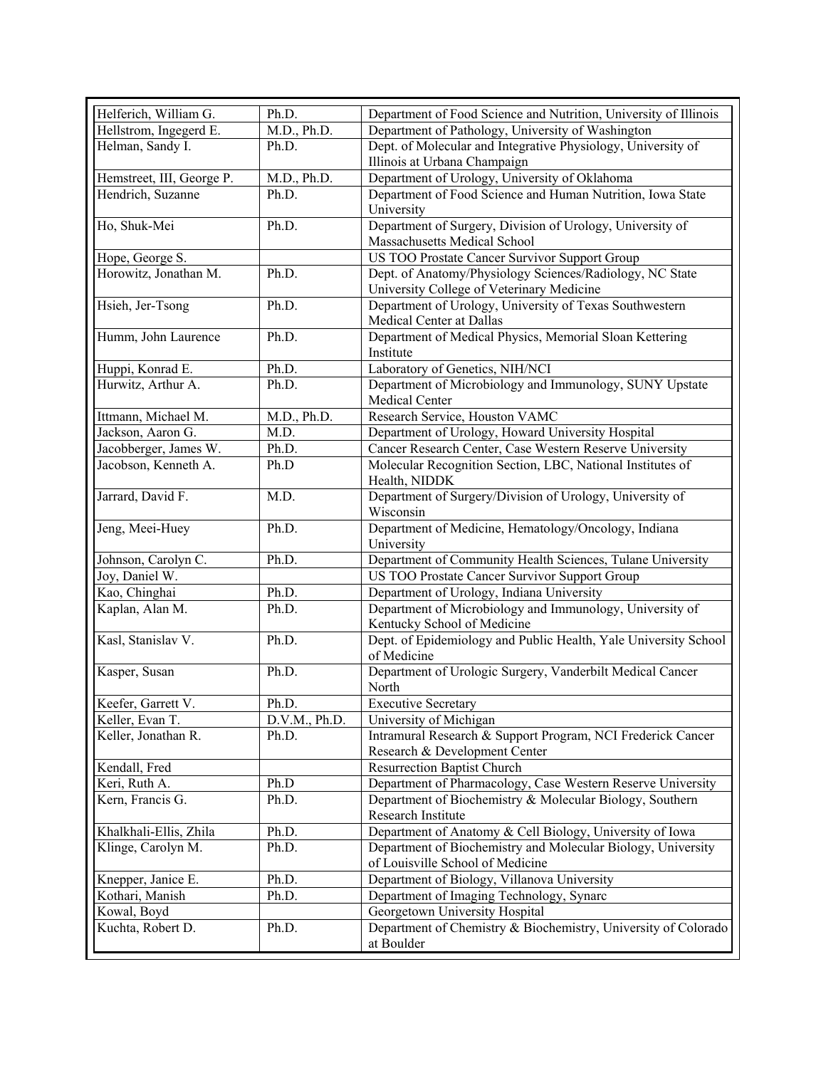| | | |
|---|---|---|
| Helferich, William G. | Ph.D. | Department of Food Science and Nutrition, University of Illinois |
| Hellstrom, Ingegerd E. | M.D., Ph.D. | Department of Pathology, University of Washington |
| Helman, Sandy I. | Ph.D. | Dept. of Molecular and Integrative Physiology, University of Illinois at Urbana Champaign |
| Hemstreet, III, George P. | M.D., Ph.D. | Department of Urology, University of Oklahoma |
| Hendrich, Suzanne | Ph.D. | Department of Food Science and Human Nutrition, Iowa State University |
| Ho, Shuk-Mei | Ph.D. | Department of Surgery, Division of Urology, University of Massachusetts Medical School |
| Hope, George S. | | US TOO Prostate Cancer Survivor Support Group |
| Horowitz, Jonathan M. | Ph.D. | Dept. of Anatomy/Physiology Sciences/Radiology, NC State University College of Veterinary Medicine |
| Hsieh, Jer-Tsong | Ph.D. | Department of Urology, University of Texas Southwestern Medical Center at Dallas |
| Humm, John Laurence | Ph.D. | Department of Medical Physics, Memorial Sloan Kettering Institute |
| Huppi, Konrad E. | Ph.D. | Laboratory of Genetics, NIH/NCI |
| Hurwitz, Arthur A. | Ph.D. | Department of Microbiology and Immunology, SUNY Upstate Medical Center |
| Ittmann, Michael M. | M.D., Ph.D. | Research Service, Houston VAMC |
| Jackson, Aaron G. | M.D. | Department of Urology, Howard University Hospital |
| Jacobberger, James W. | Ph.D. | Cancer Research Center, Case Western Reserve University |
| Jacobson, Kenneth A. | Ph.D | Molecular Recognition Section, LBC, National Institutes of Health, NIDDK |
| Jarrard, David F. | M.D. | Department of Surgery/Division of Urology, University of Wisconsin |
| Jeng, Meei-Huey | Ph.D. | Department of Medicine, Hematology/Oncology, Indiana University |
| Johnson, Carolyn C. | Ph.D. | Department of Community Health Sciences, Tulane University |
| Joy, Daniel W. | | US TOO Prostate Cancer Survivor Support Group |
| Kao, Chinghai | Ph.D. | Department of Urology, Indiana University |
| Kaplan, Alan M. | Ph.D. | Department of Microbiology and Immunology, University of Kentucky School of Medicine |
| Kasl, Stanislav V. | Ph.D. | Dept. of Epidemiology and Public Health, Yale University School of Medicine |
| Kasper, Susan | Ph.D. | Department of Urologic Surgery, Vanderbilt Medical Cancer North |
| Keefer, Garrett V. | Ph.D. | Executive Secretary |
| Keller, Evan T. | D.V.M., Ph.D. | University of Michigan |
| Keller, Jonathan R. | Ph.D. | Intramural Research & Support Program, NCI Frederick Cancer Research & Development Center |
| Kendall, Fred | | Resurrection Baptist Church |
| Keri, Ruth A. | Ph.D | Department of Pharmacology, Case Western Reserve University |
| Kern, Francis G. | Ph.D. | Department of Biochemistry & Molecular Biology, Southern Research Institute |
| Khalkhali-Ellis, Zhila | Ph.D. | Department of Anatomy & Cell Biology, University of Iowa |
| Klinge, Carolyn M. | Ph.D. | Department of Biochemistry and Molecular Biology, University of Louisville School of Medicine |
| Knepper, Janice E. | Ph.D. | Department of Biology, Villanova University |
| Kothari, Manish | Ph.D. | Department of Imaging Technology, Synarc |
| Kowal, Boyd | | Georgetown University Hospital |
| Kuchta, Robert D. | Ph.D. | Department of Chemistry & Biochemistry, University of Colorado at Boulder |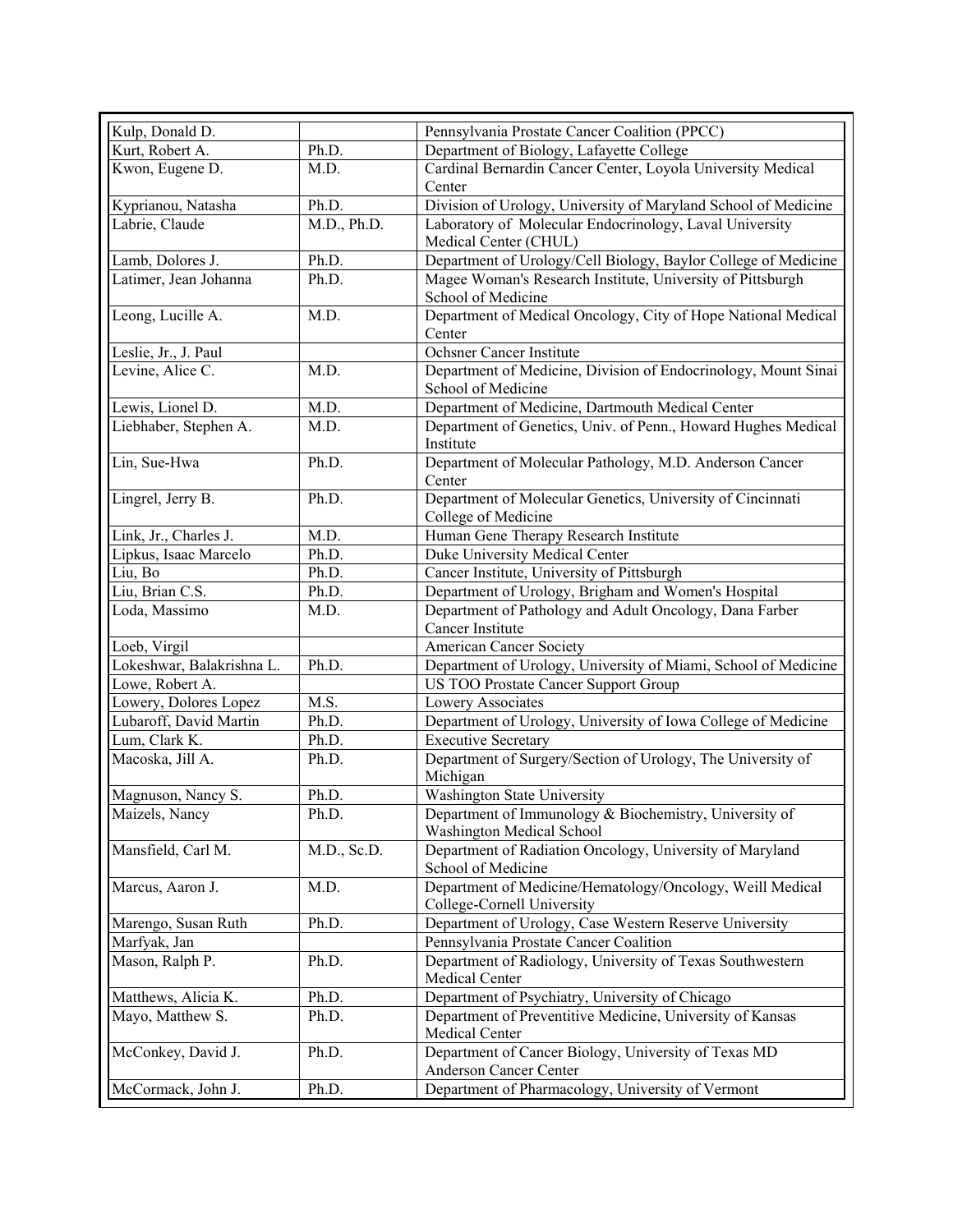| Kulp, Donald D. | | Pennsylvania Prostate Cancer Coalition (PPCC) |
|---|---|---|
| Kurt, Robert A. | Ph.D. | Department of Biology, Lafayette College |
| Kwon, Eugene D. | M.D. | Cardinal Bernardin Cancer Center, Loyola University Medical Center |
| Kyprianou, Natasha | Ph.D. | Division of Urology, University of Maryland School of Medicine |
| Labrie, Claude | M.D., Ph.D. | Laboratory of Molecular Endocrinology, Laval University Medical Center (CHUL) |
| Lamb, Dolores J. | Ph.D. | Department of Urology/Cell Biology, Baylor College of Medicine |
| Latimer, Jean Johanna | Ph.D. | Magee Woman's Research Institute, University of Pittsburgh School of Medicine |
| Leong, Lucille A. | M.D. | Department of Medical Oncology, City of Hope National Medical Center |
| Leslie, Jr., J. Paul | | Ochsner Cancer Institute |
| Levine, Alice C. | M.D. | Department of Medicine, Division of Endocrinology, Mount Sinai School of Medicine |
| Lewis, Lionel D. | M.D. | Department of Medicine, Dartmouth Medical Center |
| Liebhaber, Stephen A. | M.D. | Department of Genetics, Univ. of Penn., Howard Hughes Medical Institute |
| Lin, Sue-Hwa | Ph.D. | Department of Molecular Pathology, M.D. Anderson Cancer Center |
| Lingrel, Jerry B. | Ph.D. | Department of Molecular Genetics, University of Cincinnati College of Medicine |
| Link, Jr., Charles J. | M.D. | Human Gene Therapy Research Institute |
| Lipkus, Isaac Marcelo | Ph.D. | Duke University Medical Center |
| Liu, Bo | Ph.D. | Cancer Institute, University of Pittsburgh |
| Liu, Brian C.S. | Ph.D. | Department of Urology, Brigham and Women's Hospital |
| Loda, Massimo | M.D. | Department of Pathology and Adult Oncology, Dana Farber Cancer Institute |
| Loeb, Virgil | | American Cancer Society |
| Lokeshwar, Balakrishna L. | Ph.D. | Department of Urology, University of Miami, School of Medicine |
| Lowe, Robert A. | | US TOO Prostate Cancer Support Group |
| Lowery, Dolores Lopez | M.S. | Lowery Associates |
| Lubaroff, David Martin | Ph.D. | Department of Urology, University of Iowa College of Medicine |
| Lum, Clark K. | Ph.D. | Executive Secretary |
| Macoska, Jill A. | Ph.D. | Department of Surgery/Section of Urology, The University of Michigan |
| Magnuson, Nancy S. | Ph.D. | Washington State University |
| Maizels, Nancy | Ph.D. | Department of Immunology & Biochemistry, University of Washington Medical School |
| Mansfield, Carl M. | M.D., Sc.D. | Department of Radiation Oncology, University of Maryland School of Medicine |
| Marcus, Aaron J. | M.D. | Department of Medicine/Hematology/Oncology, Weill Medical College-Cornell University |
| Marengo, Susan Ruth | Ph.D. | Department of Urology, Case Western Reserve University |
| Marfyak, Jan | | Pennsylvania Prostate Cancer Coalition |
| Mason, Ralph P. | Ph.D. | Department of Radiology, University of Texas Southwestern Medical Center |
| Matthews, Alicia K. | Ph.D. | Department of Psychiatry, University of Chicago |
| Mayo, Matthew S. | Ph.D. | Department of Preventitive Medicine, University of Kansas Medical Center |
| McConkey, David J. | Ph.D. | Department of Cancer Biology, University of Texas MD Anderson Cancer Center |
| McCormack, John J. | Ph.D. | Department of Pharmacology, University of Vermont |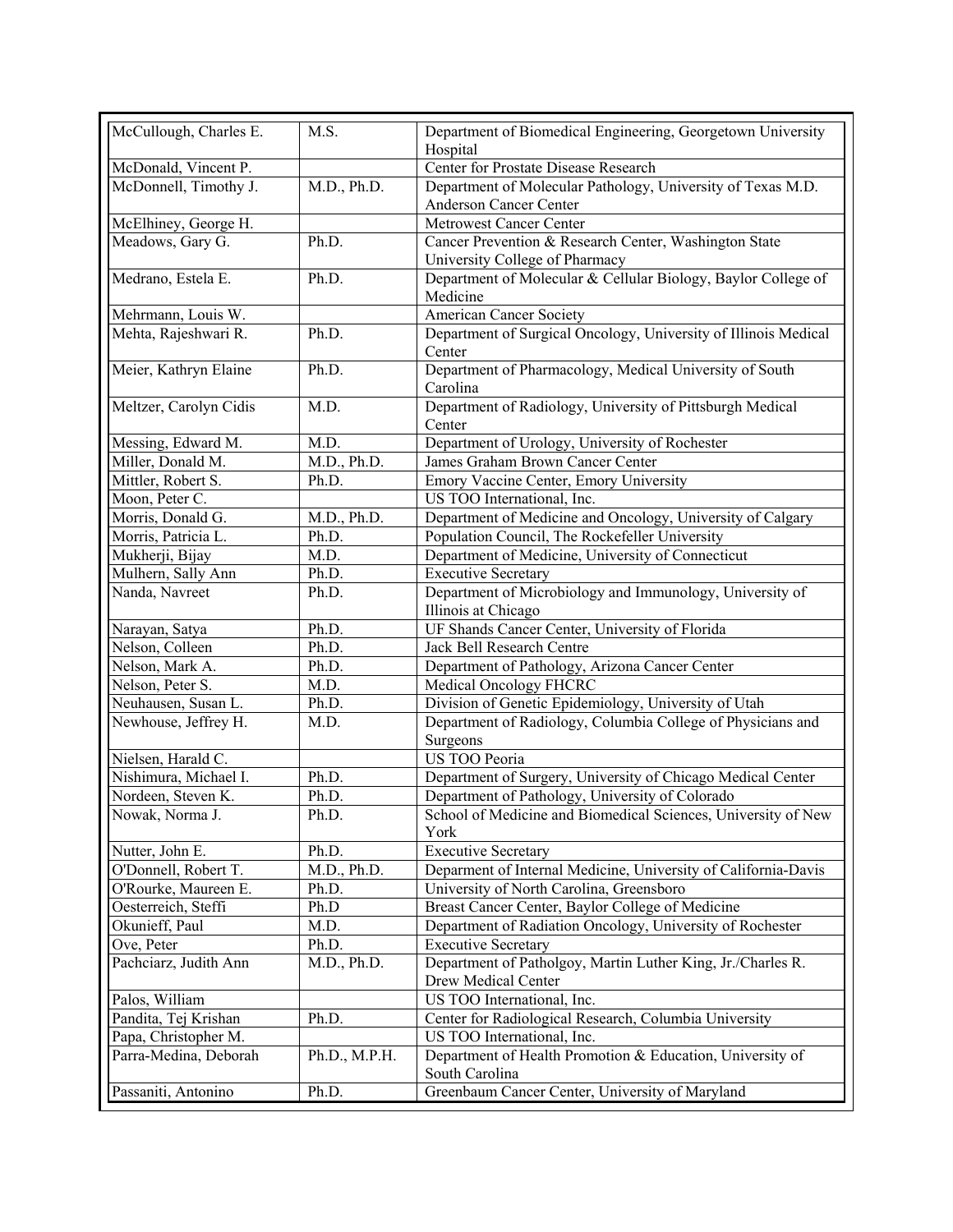| McCullough, Charles E. | M.S. | Department of Biomedical Engineering, Georgetown University Hospital |
|---|---|---|
| McDonald, Vincent P. | | Center for Prostate Disease Research |
| McDonnell, Timothy J. | M.D., Ph.D. | Department of Molecular Pathology, University of Texas M.D. Anderson Cancer Center |
| McElhiney, George H. | | Metrowest Cancer Center |
| Meadows, Gary G. | Ph.D. | Cancer Prevention & Research Center, Washington State University College of Pharmacy |
| Medrano, Estela E. | Ph.D. | Department of Molecular & Cellular Biology, Baylor College of Medicine |
| Mehrmann, Louis W. | | American Cancer Society |
| Mehta, Rajeshwari R. | Ph.D. | Department of Surgical Oncology, University of Illinois Medical Center |
| Meier, Kathryn Elaine | Ph.D. | Department of Pharmacology, Medical University of South Carolina |
| Meltzer, Carolyn Cidis | M.D. | Department of Radiology, University of Pittsburgh Medical Center |
| Messing, Edward M. | M.D. | Department of Urology, University of Rochester |
| Miller, Donald M. | M.D., Ph.D. | James Graham Brown Cancer Center |
| Mittler, Robert S. | Ph.D. | Emory Vaccine Center, Emory University |
| Moon, Peter C. | | US TOO International, Inc. |
| Morris, Donald G. | M.D., Ph.D. | Department of Medicine and Oncology, University of Calgary |
| Morris, Patricia L. | Ph.D. | Population Council, The Rockefeller University |
| Mukherji, Bijay | M.D. | Department of Medicine, University of Connecticut |
| Mulhern, Sally Ann | Ph.D. | Executive Secretary |
| Nanda, Navreet | Ph.D. | Department of Microbiology and Immunology, University of Illinois at Chicago |
| Narayan, Satya | Ph.D. | UF Shands Cancer Center, University of Florida |
| Nelson, Colleen | Ph.D. | Jack Bell Research Centre |
| Nelson, Mark A. | Ph.D. | Department of Pathology, Arizona Cancer Center |
| Nelson, Peter S. | M.D. | Medical Oncology FHCRC |
| Neuhausen, Susan L. | Ph.D. | Division of Genetic Epidemiology, University of Utah |
| Newhouse, Jeffrey H. | M.D. | Department of Radiology, Columbia College of Physicians and Surgeons |
| Nielsen, Harald C. | | US TOO Peoria |
| Nishimura, Michael I. | Ph.D. | Department of Surgery, University of Chicago Medical Center |
| Nordeen, Steven K. | Ph.D. | Department of Pathology, University of Colorado |
| Nowak, Norma J. | Ph.D. | School of Medicine and Biomedical Sciences, University of New York |
| Nutter, John E. | Ph.D. | Executive Secretary |
| O'Donnell, Robert T. | M.D., Ph.D. | Deparment of Internal Medicine, University of California-Davis |
| O'Rourke, Maureen E. | Ph.D. | University of North Carolina, Greensboro |
| Oesterreich, Steffi | Ph.D | Breast Cancer Center, Baylor College of Medicine |
| Okunieff, Paul | M.D. | Department of Radiation Oncology, University of Rochester |
| Ove, Peter | Ph.D. | Executive Secretary |
| Pachciarz, Judith Ann | M.D., Ph.D. | Department of Patholgoy, Martin Luther King, Jr./Charles R. Drew Medical Center |
| Palos, William | | US TOO International, Inc. |
| Pandita, Tej Krishan | Ph.D. | Center for Radiological Research, Columbia University |
| Papa, Christopher M. | | US TOO International, Inc. |
| Parra-Medina, Deborah | Ph.D., M.P.H. | Department of Health Promotion & Education, University of South Carolina |
| Passaniti, Antonino | Ph.D. | Greenbaum Cancer Center, University of Maryland |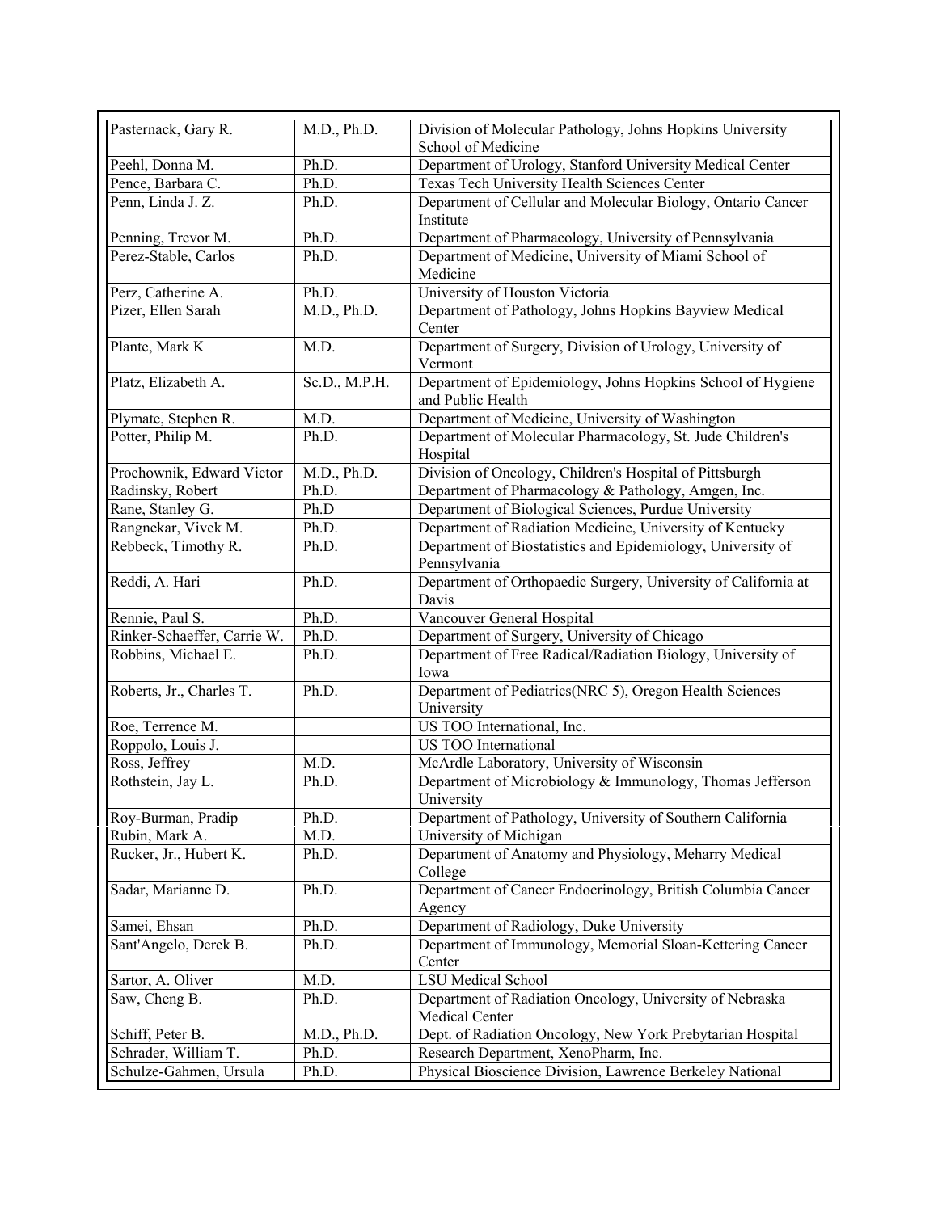| | | |
|---|---|---|
| Pasternack, Gary R. | M.D., Ph.D. | Division of Molecular Pathology, Johns Hopkins University School of Medicine |
| Peehl, Donna M. | Ph.D. | Department of Urology, Stanford University Medical Center |
| Pence, Barbara C. | Ph.D. | Texas Tech University Health Sciences Center |
| Penn, Linda J. Z. | Ph.D. | Department of Cellular and Molecular Biology, Ontario Cancer Institute |
| Penning, Trevor M. | Ph.D. | Department of Pharmacology, University of Pennsylvania |
| Perez-Stable, Carlos | Ph.D. | Department of Medicine, University of Miami School of Medicine |
| Perz, Catherine A. | Ph.D. | University of Houston Victoria |
| Pizer, Ellen Sarah | M.D., Ph.D. | Department of Pathology, Johns Hopkins Bayview Medical Center |
| Plante, Mark K | M.D. | Department of Surgery, Division of Urology, University of Vermont |
| Platz, Elizabeth A. | Sc.D., M.P.H. | Department of Epidemiology, Johns Hopkins School of Hygiene and Public Health |
| Plymate, Stephen R. | M.D. | Department of Medicine, University of Washington |
| Potter, Philip M. | Ph.D. | Department of Molecular Pharmacology, St. Jude Children's Hospital |
| Prochownik, Edward Victor | M.D., Ph.D. | Division of Oncology, Children's Hospital of Pittsburgh |
| Radinsky, Robert | Ph.D. | Department of Pharmacology & Pathology, Amgen, Inc. |
| Rane, Stanley G. | Ph.D | Department of Biological Sciences, Purdue University |
| Rangnekar, Vivek M. | Ph.D. | Department of Radiation Medicine, University of Kentucky |
| Rebbeck, Timothy R. | Ph.D. | Department of Biostatistics and Epidemiology, University of Pennsylvania |
| Reddi, A. Hari | Ph.D. | Department of Orthopaedic Surgery, University of California at Davis |
| Rennie, Paul S. | Ph.D. | Vancouver General Hospital |
| Rinker-Schaeffer, Carrie W. | Ph.D. | Department of Surgery, University of Chicago |
| Robbins, Michael E. | Ph.D. | Department of Free Radical/Radiation Biology, University of Iowa |
| Roberts, Jr., Charles T. | Ph.D. | Department of Pediatrics(NRC 5), Oregon Health Sciences University |
| Roe, Terrence M. | | US TOO International, Inc. |
| Roppolo, Louis J. | | US TOO International |
| Ross, Jeffrey | M.D. | McArdle Laboratory, University of Wisconsin |
| Rothstein, Jay L. | Ph.D. | Department of Microbiology & Immunology, Thomas Jefferson University |
| Roy-Burman, Pradip | Ph.D. | Department of Pathology, University of Southern California |
| Rubin, Mark A. | M.D. | University of Michigan |
| Rucker, Jr., Hubert K. | Ph.D. | Department of Anatomy and Physiology, Meharry Medical College |
| Sadar, Marianne D. | Ph.D. | Department of Cancer Endocrinology, British Columbia Cancer Agency |
| Samei, Ehsan | Ph.D. | Department of Radiology, Duke University |
| Sant'Angelo, Derek B. | Ph.D. | Department of Immunology, Memorial Sloan-Kettering Cancer Center |
| Sartor, A. Oliver | M.D. | LSU Medical School |
| Saw, Cheng B. | Ph.D. | Department of Radiation Oncology, University of Nebraska Medical Center |
| Schiff, Peter B. | M.D., Ph.D. | Dept. of Radiation Oncology, New York Prebytarian Hospital |
| Schrader, William T. | Ph.D. | Research Department, XenoPharm, Inc. |
| Schulze-Gahmen, Ursula | Ph.D. | Physical Bioscience Division, Lawrence Berkeley National |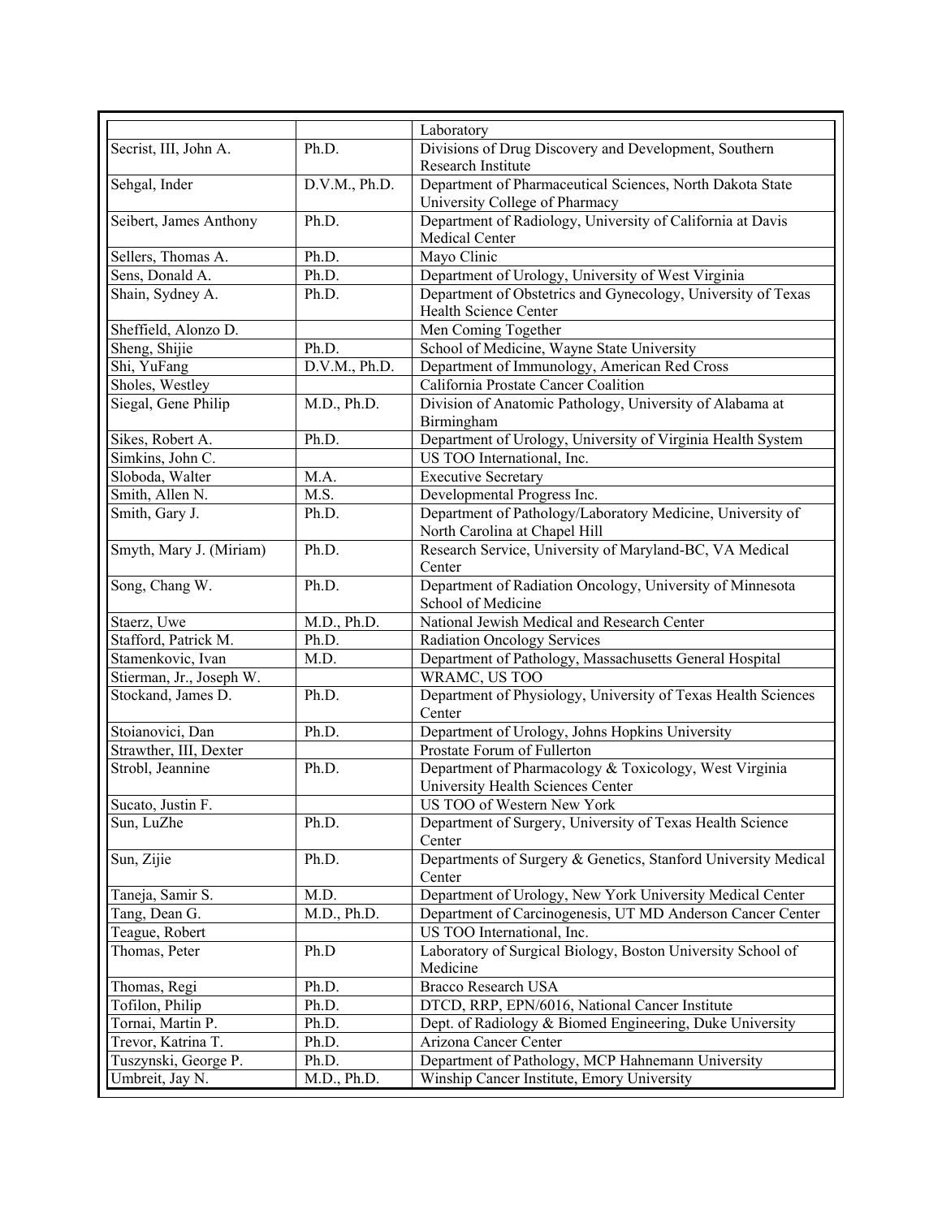| | | |
|---|---|---|
| | | Laboratory |
| Secrist, III, John A. | Ph.D. | Divisions of Drug Discovery and Development, Southern Research Institute |
| Sehgal, Inder | D.V.M., Ph.D. | Department of Pharmaceutical Sciences, North Dakota State University College of Pharmacy |
| Seibert, James Anthony | Ph.D. | Department of Radiology, University of California at Davis Medical Center |
| Sellers, Thomas A. | Ph.D. | Mayo Clinic |
| Sens, Donald A. | Ph.D. | Department of Urology, University of West Virginia |
| Shain, Sydney A. | Ph.D. | Department of Obstetrics and Gynecology, University of Texas Health Science Center |
| Sheffield, Alonzo D. | | Men Coming Together |
| Sheng, Shijie | Ph.D. | School of Medicine, Wayne State University |
| Shi, YuFang | D.V.M., Ph.D. | Department of Immunology, American Red Cross |
| Sholes, Westley | | California Prostate Cancer Coalition |
| Siegal, Gene Philip | M.D., Ph.D. | Division of Anatomic Pathology, University of Alabama at Birmingham |
| Sikes, Robert A. | Ph.D. | Department of Urology, University of Virginia Health System |
| Simkins, John C. | | US TOO International, Inc. |
| Sloboda, Walter | M.A. | Executive Secretary |
| Smith, Allen N. | M.S. | Developmental Progress Inc. |
| Smith, Gary J. | Ph.D. | Department of Pathology/Laboratory Medicine, University of North Carolina at Chapel Hill |
| Smyth, Mary J. (Miriam) | Ph.D. | Research Service, University of Maryland-BC, VA Medical Center |
| Song, Chang W. | Ph.D. | Department of Radiation Oncology, University of Minnesota School of Medicine |
| Staerz, Uwe | M.D., Ph.D. | National Jewish Medical and Research Center |
| Stafford, Patrick M. | Ph.D. | Radiation Oncology Services |
| Stamenkovic, Ivan | M.D. | Department of Pathology, Massachusetts General Hospital |
| Stierman, Jr., Joseph W. | | WRAMC, US TOO |
| Stockand, James D. | Ph.D. | Department of Physiology, University of Texas Health Sciences Center |
| Stoianovici, Dan | Ph.D. | Department of Urology, Johns Hopkins University |
| Strawther, III, Dexter | | Prostate Forum of Fullerton |
| Strobl, Jeannine | Ph.D. | Department of Pharmacology & Toxicology, West Virginia University Health Sciences Center |
| Sucato, Justin F. | | US TOO of Western New York |
| Sun, LuZhe | Ph.D. | Department of Surgery, University of Texas Health Science Center |
| Sun, Zijie | Ph.D. | Departments of Surgery & Genetics, Stanford University Medical Center |
| Taneja, Samir S. | M.D. | Department of Urology, New York University Medical Center |
| Tang, Dean G. | M.D., Ph.D. | Department of Carcinogenesis, UT MD Anderson Cancer Center |
| Teague, Robert | | US TOO International, Inc. |
| Thomas, Peter | Ph.D | Laboratory of Surgical Biology, Boston University School of Medicine |
| Thomas, Regi | Ph.D. | Bracco Research USA |
| Tofilon, Philip | Ph.D. | DTCD, RRP, EPN/6016, National Cancer Institute |
| Tornai, Martin P. | Ph.D. | Dept. of Radiology & Biomed Engineering, Duke University |
| Trevor, Katrina T. | Ph.D. | Arizona Cancer Center |
| Tuszynski, George P. | Ph.D. | Department of Pathology, MCP Hahnemann University |
| Umbreit, Jay N. | M.D., Ph.D. | Winship Cancer Institute, Emory University |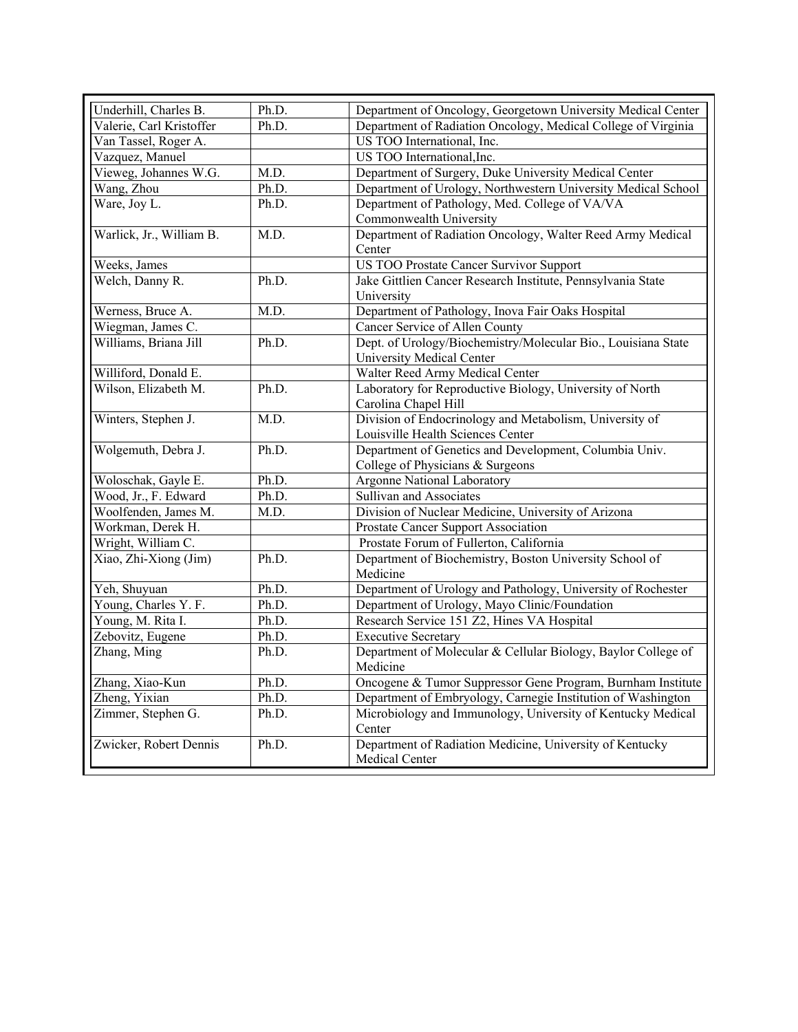| | | |
|---|---|---|
| Underhill, Charles B. | Ph.D. | Department of Oncology, Georgetown University Medical Center |
| Valerie, Carl Kristoffer | Ph.D. | Department of Radiation Oncology, Medical College of Virginia |
| Van Tassel, Roger A. | | US TOO International, Inc. |
| Vazquez, Manuel | | US TOO International,Inc. |
| Vieweg, Johannes W.G. | M.D. | Department of Surgery, Duke University Medical Center |
| Wang, Zhou | Ph.D. | Department of Urology, Northwestern University Medical School |
| Ware, Joy L. | Ph.D. | Department of Pathology, Med. College of VA/VA Commonwealth University |
| Warlick, Jr., William B. | M.D. | Department of Radiation Oncology, Walter Reed Army Medical Center |
| Weeks, James | | US TOO Prostate Cancer Survivor Support |
| Welch, Danny R. | Ph.D. | Jake Gittlien Cancer Research Institute, Pennsylvania State University |
| Werness, Bruce A. | M.D. | Department of Pathology, Inova Fair Oaks Hospital |
| Wiegman, James C. | | Cancer Service of Allen County |
| Williams, Briana Jill | Ph.D. | Dept. of Urology/Biochemistry/Molecular Bio., Louisiana State University Medical Center |
| Williford, Donald E. | | Walter Reed Army Medical Center |
| Wilson, Elizabeth M. | Ph.D. | Laboratory for Reproductive Biology, University of North Carolina Chapel Hill |
| Winters, Stephen J. | M.D. | Division of Endocrinology and Metabolism, University of Louisville Health Sciences Center |
| Wolgemuth, Debra J. | Ph.D. | Department of Genetics and Development, Columbia Univ. College of Physicians & Surgeons |
| Woloschak, Gayle E. | Ph.D. | Argonne National Laboratory |
| Wood, Jr., F. Edward | Ph.D. | Sullivan and Associates |
| Woolfenden, James M. | M.D. | Division of Nuclear Medicine, University of Arizona |
| Workman, Derek H. | | Prostate Cancer Support Association |
| Wright, William C. | | Prostate Forum of Fullerton, California |
| Xiao, Zhi-Xiong (Jim) | Ph.D. | Department of Biochemistry, Boston University School of Medicine |
| Yeh, Shuyuan | Ph.D. | Department of Urology and Pathology, University of Rochester |
| Young, Charles Y. F. | Ph.D. | Department of Urology, Mayo Clinic/Foundation |
| Young, M. Rita I. | Ph.D. | Research Service 151 Z2, Hines VA Hospital |
| Zebovitz, Eugene | Ph.D. | Executive Secretary |
| Zhang, Ming | Ph.D. | Department of Molecular & Cellular Biology, Baylor College of Medicine |
| Zhang, Xiao-Kun | Ph.D. | Oncogene & Tumor Suppressor Gene Program, Burnham Institute |
| Zheng, Yixian | Ph.D. | Department of Embryology, Carnegie Institution of Washington |
| Zimmer, Stephen G. | Ph.D. | Microbiology and Immunology, University of Kentucky Medical Center |
| Zwicker, Robert Dennis | Ph.D. | Department of Radiation Medicine, University of Kentucky Medical Center |